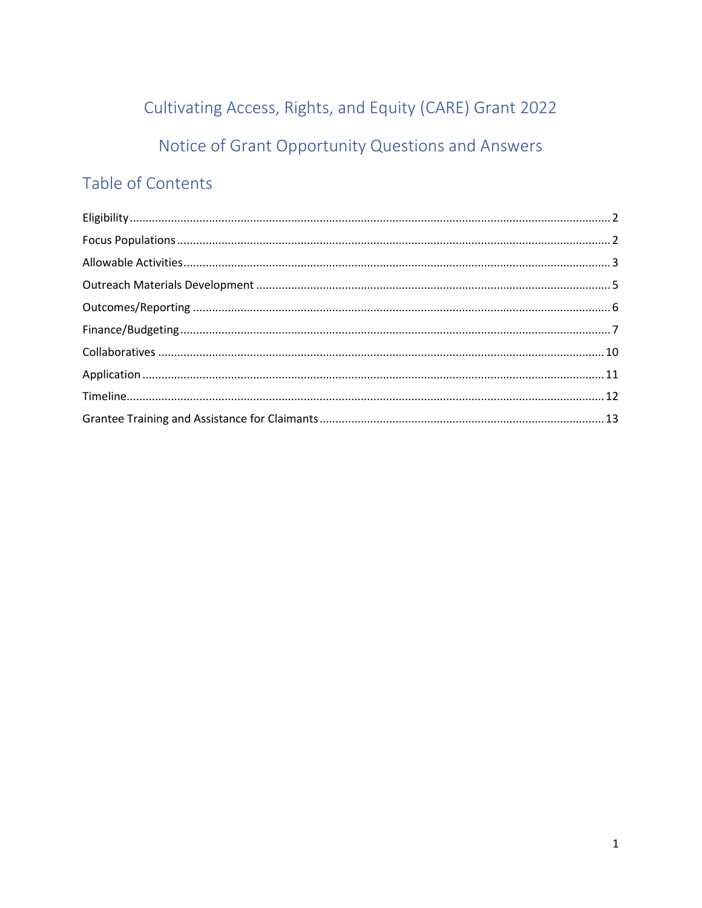# Cultivating Access, Rights, and Equity (CARE) Grant 2022

# Notice of Grant Opportunity Questions and Answers

## Table of Contents

- Eligibility ........ 2
- Focus Populations ........ 2
- Allowable Activities ........ 3
- Outreach Materials Development ........ 5
- Outcomes/Reporting ........ 6
- Finance/Budgeting ........ 7
- Collaboratives ........ 10
- Application ........ 11
- Timeline ........ 12
- Grantee Training and Assistance for Claimants ........ 13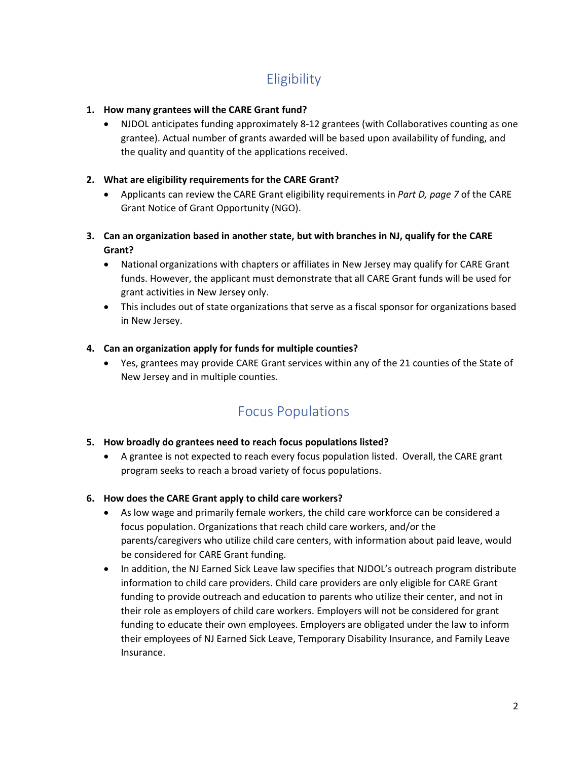## Eligibility

1. **How many grantees will the CARE Grant fund?**
   - NJDOL anticipates funding approximately 8-12 grantees (with Collaboratives counting as one grantee). Actual number of grants awarded will be based upon availability of funding, and the quality and quantity of the applications received.

2. **What are eligibility requirements for the CARE Grant?**
   - Applicants can review the CARE Grant eligibility requirements in *Part D, page 7* of the CARE Grant Notice of Grant Opportunity (NGO).

3. **Can an organization based in another state, but with branches in NJ, qualify for the CARE Grant?**
   - National organizations with chapters or affiliates in New Jersey may qualify for CARE Grant funds. However, the applicant must demonstrate that all CARE Grant funds will be used for grant activities in New Jersey only.
   - This includes out of state organizations that serve as a fiscal sponsor for organizations based in New Jersey.

4. **Can an organization apply for funds for multiple counties?**
   - Yes, grantees may provide CARE Grant services within any of the 21 counties of the State of New Jersey and in multiple counties.

## Focus Populations

5. **How broadly do grantees need to reach focus populations listed?**
   - A grantee is not expected to reach every focus population listed. Overall, the CARE grant program seeks to reach a broad variety of focus populations.

6. **How does the CARE Grant apply to child care workers?**
   - As low wage and primarily female workers, the child care workforce can be considered a focus population. Organizations that reach child care workers, and/or the parents/caregivers who utilize child care centers, with information about paid leave, would be considered for CARE Grant funding.
   - In addition, the NJ Earned Sick Leave law specifies that NJDOL's outreach program distribute information to child care providers. Child care providers are only eligible for CARE Grant funding to provide outreach and education to parents who utilize their center, and not in their role as employers of child care workers. Employers will not be considered for grant funding to educate their own employees. Employers are obligated under the law to inform their employees of NJ Earned Sick Leave, Temporary Disability Insurance, and Family Leave Insurance.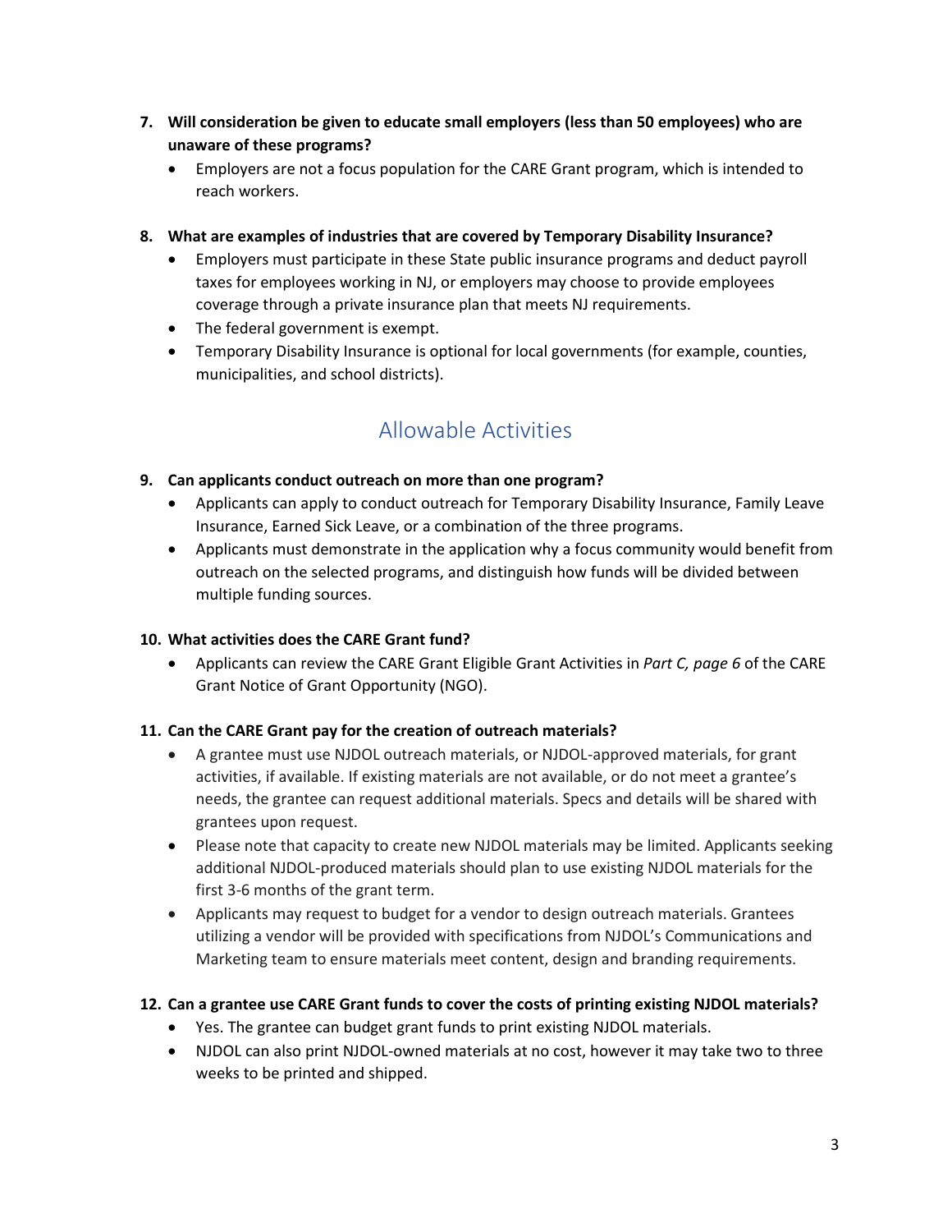**7. Will consideration be given to educate small employers (less than 50 employees) who are unaware of these programs?**

- Employers are not a focus population for the CARE Grant program, which is intended to reach workers.

**8. What are examples of industries that are covered by Temporary Disability Insurance?**

- Employers must participate in these State public insurance programs and deduct payroll taxes for employees working in NJ, or employers may choose to provide employees coverage through a private insurance plan that meets NJ requirements.
- The federal government is exempt.
- Temporary Disability Insurance is optional for local governments (for example, counties, municipalities, and school districts).

## Allowable Activities

**9. Can applicants conduct outreach on more than one program?**

- Applicants can apply to conduct outreach for Temporary Disability Insurance, Family Leave Insurance, Earned Sick Leave, or a combination of the three programs.
- Applicants must demonstrate in the application why a focus community would benefit from outreach on the selected programs, and distinguish how funds will be divided between multiple funding sources.

**10. What activities does the CARE Grant fund?**

- Applicants can review the CARE Grant Eligible Grant Activities in *Part C, page 6* of the CARE Grant Notice of Grant Opportunity (NGO).

**11. Can the CARE Grant pay for the creation of outreach materials?**

- A grantee must use NJDOL outreach materials, or NJDOL-approved materials, for grant activities, if available. If existing materials are not available, or do not meet a grantee's needs, the grantee can request additional materials. Specs and details will be shared with grantees upon request.
- Please note that capacity to create new NJDOL materials may be limited. Applicants seeking additional NJDOL-produced materials should plan to use existing NJDOL materials for the first 3-6 months of the grant term.
- Applicants may request to budget for a vendor to design outreach materials. Grantees utilizing a vendor will be provided with specifications from NJDOL's Communications and Marketing team to ensure materials meet content, design and branding requirements.

**12. Can a grantee use CARE Grant funds to cover the costs of printing existing NJDOL materials?**

- Yes. The grantee can budget grant funds to print existing NJDOL materials.
- NJDOL can also print NJDOL-owned materials at no cost, however it may take two to three weeks to be printed and shipped.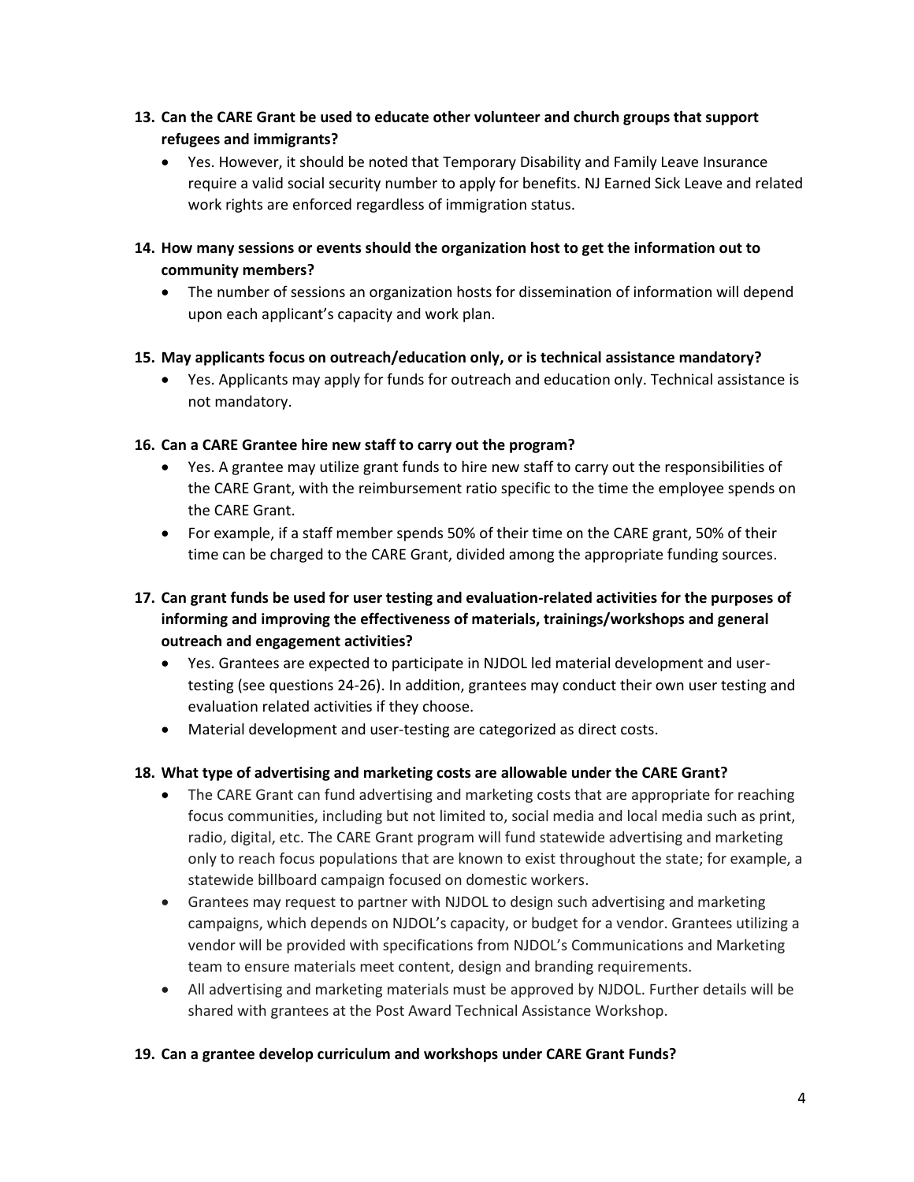**13. Can the CARE Grant be used to educate other volunteer and church groups that support refugees and immigrants?**

- Yes. However, it should be noted that Temporary Disability and Family Leave Insurance require a valid social security number to apply for benefits. NJ Earned Sick Leave and related work rights are enforced regardless of immigration status.

**14. How many sessions or events should the organization host to get the information out to community members?**

- The number of sessions an organization hosts for dissemination of information will depend upon each applicant's capacity and work plan.

**15. May applicants focus on outreach/education only, or is technical assistance mandatory?**

- Yes. Applicants may apply for funds for outreach and education only. Technical assistance is not mandatory.

**16. Can a CARE Grantee hire new staff to carry out the program?**

- Yes. A grantee may utilize grant funds to hire new staff to carry out the responsibilities of the CARE Grant, with the reimbursement ratio specific to the time the employee spends on the CARE Grant.
- For example, if a staff member spends 50% of their time on the CARE grant, 50% of their time can be charged to the CARE Grant, divided among the appropriate funding sources.

**17. Can grant funds be used for user testing and evaluation-related activities for the purposes of informing and improving the effectiveness of materials, trainings/workshops and general outreach and engagement activities?**

- Yes. Grantees are expected to participate in NJDOL led material development and user-testing (see questions 24-26). In addition, grantees may conduct their own user testing and evaluation related activities if they choose.
- Material development and user-testing are categorized as direct costs.

**18. What type of advertising and marketing costs are allowable under the CARE Grant?**

- The CARE Grant can fund advertising and marketing costs that are appropriate for reaching focus communities, including but not limited to, social media and local media such as print, radio, digital, etc. The CARE Grant program will fund statewide advertising and marketing only to reach focus populations that are known to exist throughout the state; for example, a statewide billboard campaign focused on domestic workers.
- Grantees may request to partner with NJDOL to design such advertising and marketing campaigns, which depends on NJDOL's capacity, or budget for a vendor. Grantees utilizing a vendor will be provided with specifications from NJDOL's Communications and Marketing team to ensure materials meet content, design and branding requirements.
- All advertising and marketing materials must be approved by NJDOL. Further details will be shared with grantees at the Post Award Technical Assistance Workshop.

**19. Can a grantee develop curriculum and workshops under CARE Grant Funds?**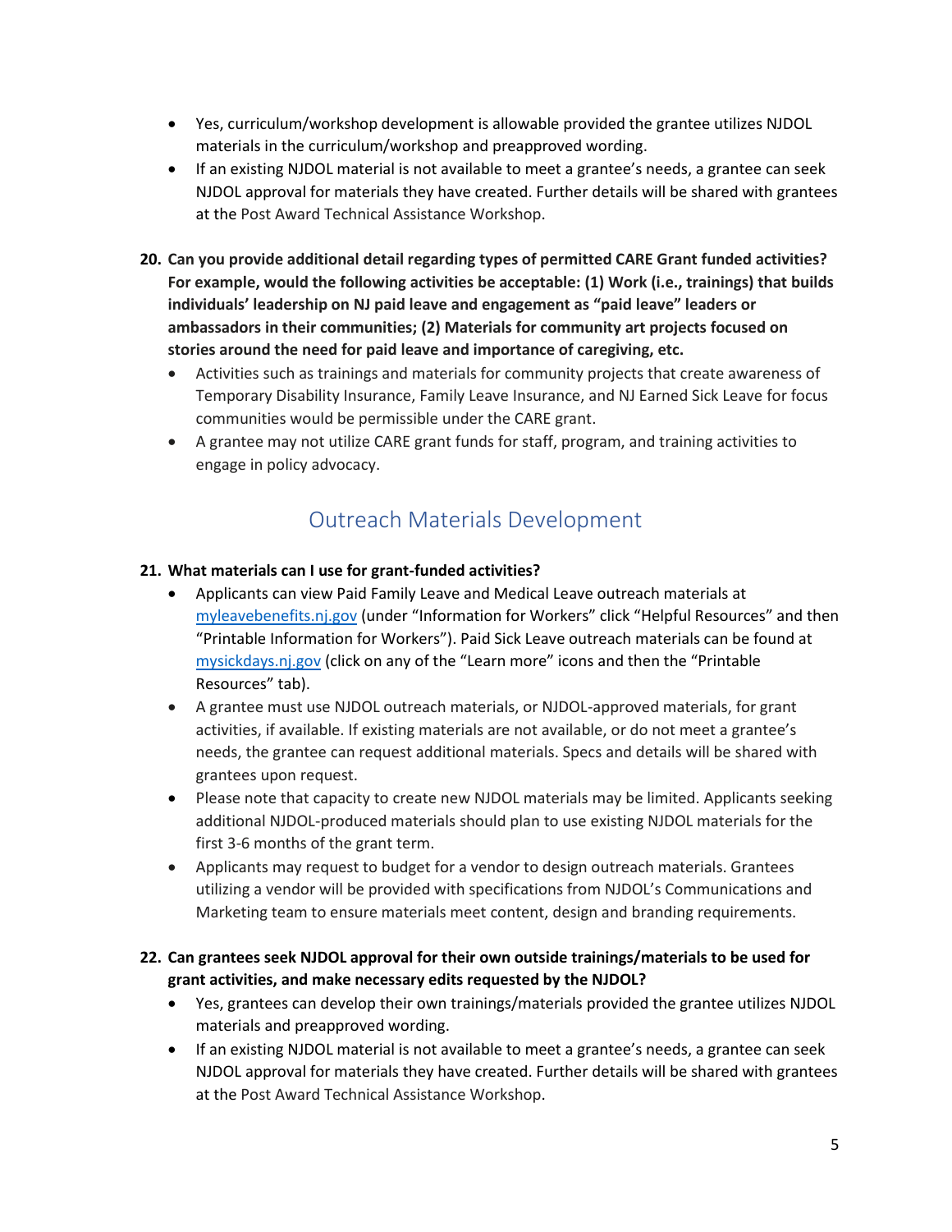- Yes, curriculum/workshop development is allowable provided the grantee utilizes NJDOL materials in the curriculum/workshop and preapproved wording.
- If an existing NJDOL material is not available to meet a grantee's needs, a grantee can seek NJDOL approval for materials they have created. Further details will be shared with grantees at the Post Award Technical Assistance Workshop.

**20. Can you provide additional detail regarding types of permitted CARE Grant funded activities? For example, would the following activities be acceptable: (1) Work (i.e., trainings) that builds individuals' leadership on NJ paid leave and engagement as "paid leave" leaders or ambassadors in their communities; (2) Materials for community art projects focused on stories around the need for paid leave and importance of caregiving, etc.**

- Activities such as trainings and materials for community projects that create awareness of Temporary Disability Insurance, Family Leave Insurance, and NJ Earned Sick Leave for focus communities would be permissible under the CARE grant.
- A grantee may not utilize CARE grant funds for staff, program, and training activities to engage in policy advocacy.

## Outreach Materials Development

**21. What materials can I use for grant-funded activities?**

- Applicants can view Paid Family Leave and Medical Leave outreach materials at [myleavebenefits.nj.gov](myleavebenefits.nj.gov) (under "Information for Workers" click "Helpful Resources" and then "Printable Information for Workers"). Paid Sick Leave outreach materials can be found at [mysickdays.nj.gov](mysickdays.nj.gov) (click on any of the "Learn more" icons and then the "Printable Resources" tab).
- A grantee must use NJDOL outreach materials, or NJDOL-approved materials, for grant activities, if available. If existing materials are not available, or do not meet a grantee's needs, the grantee can request additional materials. Specs and details will be shared with grantees upon request.
- Please note that capacity to create new NJDOL materials may be limited. Applicants seeking additional NJDOL-produced materials should plan to use existing NJDOL materials for the first 3-6 months of the grant term.
- Applicants may request to budget for a vendor to design outreach materials. Grantees utilizing a vendor will be provided with specifications from NJDOL's Communications and Marketing team to ensure materials meet content, design and branding requirements.

**22. Can grantees seek NJDOL approval for their own outside trainings/materials to be used for grant activities, and make necessary edits requested by the NJDOL?**

- Yes, grantees can develop their own trainings/materials provided the grantee utilizes NJDOL materials and preapproved wording.
- If an existing NJDOL material is not available to meet a grantee's needs, a grantee can seek NJDOL approval for materials they have created. Further details will be shared with grantees at the Post Award Technical Assistance Workshop.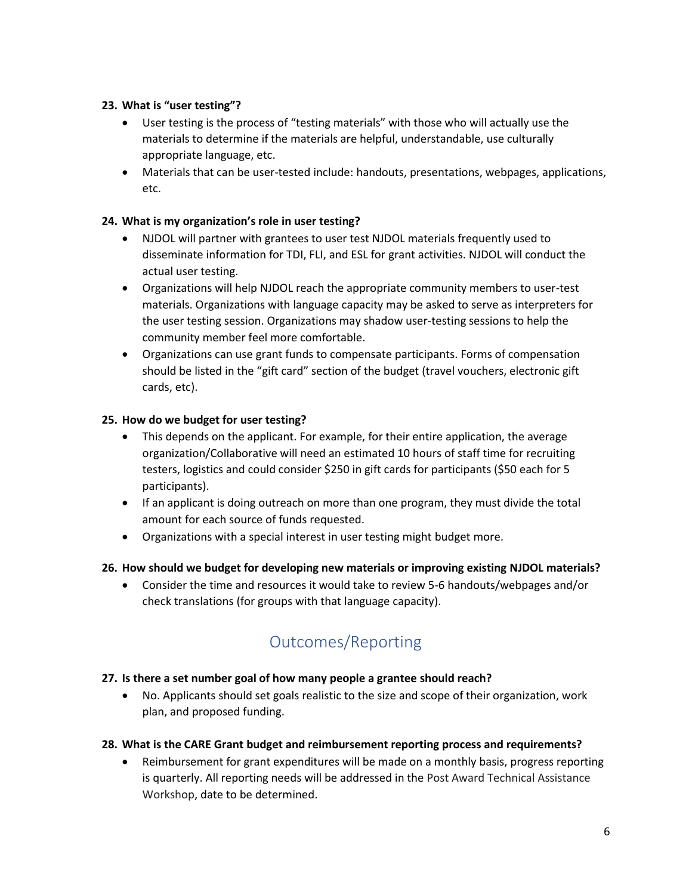**23. What is "user testing"?**

- User testing is the process of "testing materials" with those who will actually use the materials to determine if the materials are helpful, understandable, use culturally appropriate language, etc.
- Materials that can be user-tested include: handouts, presentations, webpages, applications, etc.

**24. What is my organization's role in user testing?**

- NJDOL will partner with grantees to user test NJDOL materials frequently used to disseminate information for TDI, FLI, and ESL for grant activities. NJDOL will conduct the actual user testing.
- Organizations will help NJDOL reach the appropriate community members to user-test materials. Organizations with language capacity may be asked to serve as interpreters for the user testing session. Organizations may shadow user-testing sessions to help the community member feel more comfortable.
- Organizations can use grant funds to compensate participants. Forms of compensation should be listed in the "gift card" section of the budget (travel vouchers, electronic gift cards, etc).

**25. How do we budget for user testing?**

- This depends on the applicant. For example, for their entire application, the average organization/Collaborative will need an estimated 10 hours of staff time for recruiting testers, logistics and could consider $250 in gift cards for participants ($50 each for 5 participants).
- If an applicant is doing outreach on more than one program, they must divide the total amount for each source of funds requested.
- Organizations with a special interest in user testing might budget more.

**26. How should we budget for developing new materials or improving existing NJDOL materials?**

- Consider the time and resources it would take to review 5-6 handouts/webpages and/or check translations (for groups with that language capacity).

## Outcomes/Reporting

**27. Is there a set number goal of how many people a grantee should reach?**

- No. Applicants should set goals realistic to the size and scope of their organization, work plan, and proposed funding.

**28. What is the CARE Grant budget and reimbursement reporting process and requirements?**

- Reimbursement for grant expenditures will be made on a monthly basis, progress reporting is quarterly. All reporting needs will be addressed in the Post Award Technical Assistance Workshop, date to be determined.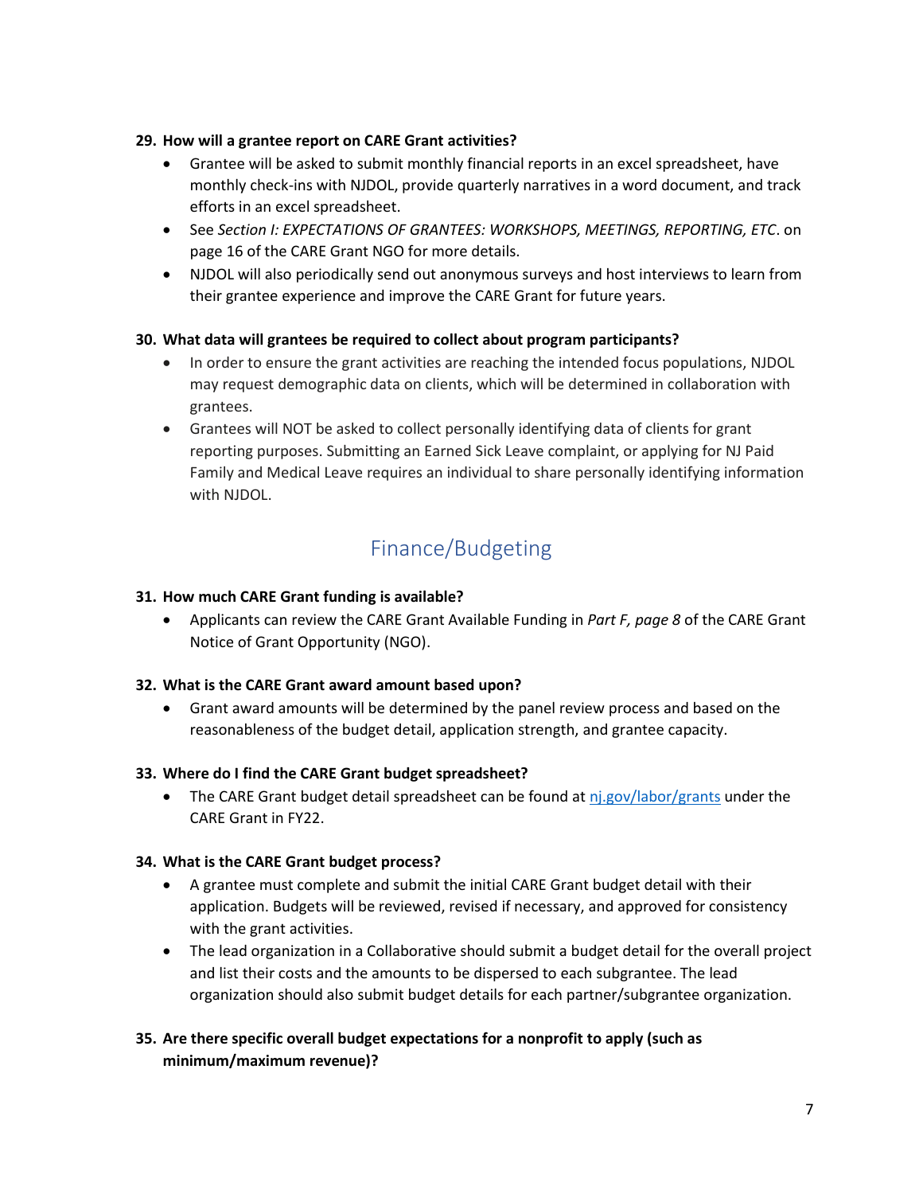**29. How will a grantee report on CARE Grant activities?**

- Grantee will be asked to submit monthly financial reports in an excel spreadsheet, have monthly check-ins with NJDOL, provide quarterly narratives in a word document, and track efforts in an excel spreadsheet.
- See *Section I: EXPECTATIONS OF GRANTEES: WORKSHOPS, MEETINGS, REPORTING, ETC*. on page 16 of the CARE Grant NGO for more details.
- NJDOL will also periodically send out anonymous surveys and host interviews to learn from their grantee experience and improve the CARE Grant for future years.

**30. What data will grantees be required to collect about program participants?**

- In order to ensure the grant activities are reaching the intended focus populations, NJDOL may request demographic data on clients, which will be determined in collaboration with grantees.
- Grantees will NOT be asked to collect personally identifying data of clients for grant reporting purposes. Submitting an Earned Sick Leave complaint, or applying for NJ Paid Family and Medical Leave requires an individual to share personally identifying information with NJDOL.

## Finance/Budgeting

**31. How much CARE Grant funding is available?**

- Applicants can review the CARE Grant Available Funding in *Part F, page 8* of the CARE Grant Notice of Grant Opportunity (NGO).

**32. What is the CARE Grant award amount based upon?**

- Grant award amounts will be determined by the panel review process and based on the reasonableness of the budget detail, application strength, and grantee capacity.

**33. Where do I find the CARE Grant budget spreadsheet?**

- The CARE Grant budget detail spreadsheet can be found at [nj.gov/labor/grants](nj.gov/labor/grants) under the CARE Grant in FY22.

**34. What is the CARE Grant budget process?**

- A grantee must complete and submit the initial CARE Grant budget detail with their application. Budgets will be reviewed, revised if necessary, and approved for consistency with the grant activities.
- The lead organization in a Collaborative should submit a budget detail for the overall project and list their costs and the amounts to be dispersed to each subgrantee. The lead organization should also submit budget details for each partner/subgrantee organization.

**35. Are there specific overall budget expectations for a nonprofit to apply (such as minimum/maximum revenue)?**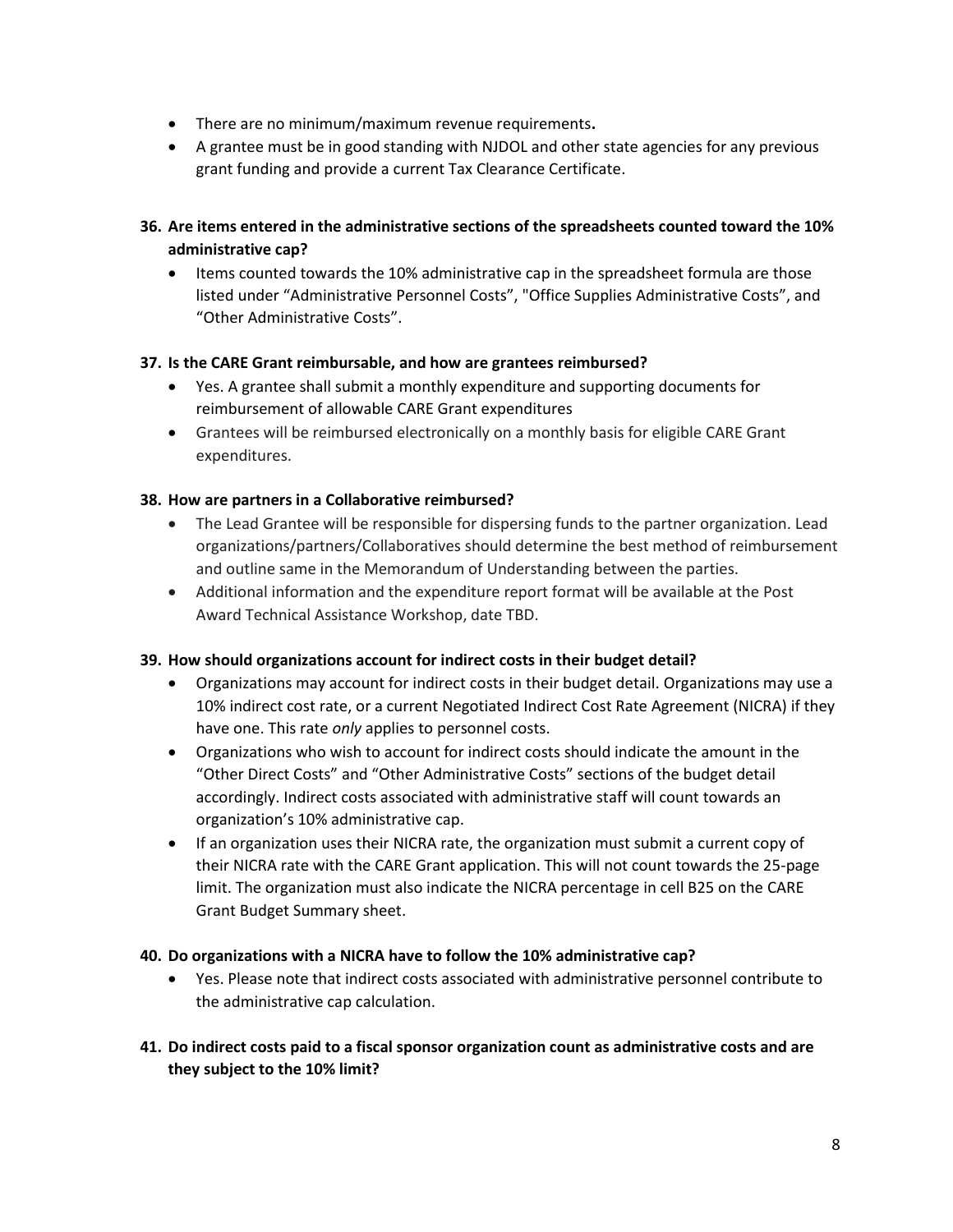- There are no minimum/maximum revenue requirements**.**
- A grantee must be in good standing with NJDOL and other state agencies for any previous grant funding and provide a current Tax Clearance Certificate.

**36. Are items entered in the administrative sections of the spreadsheets counted toward the 10% administrative cap?**

- Items counted towards the 10% administrative cap in the spreadsheet formula are those listed under “Administrative Personnel Costs”, "Office Supplies Administrative Costs”, and “Other Administrative Costs”.

**37. Is the CARE Grant reimbursable, and how are grantees reimbursed?**

- Yes. A grantee shall submit a monthly expenditure and supporting documents for reimbursement of allowable CARE Grant expenditures
- Grantees will be reimbursed electronically on a monthly basis for eligible CARE Grant expenditures.

**38. How are partners in a Collaborative reimbursed?**

- The Lead Grantee will be responsible for dispersing funds to the partner organization. Lead organizations/partners/Collaboratives should determine the best method of reimbursement and outline same in the Memorandum of Understanding between the parties.
- Additional information and the expenditure report format will be available at the Post Award Technical Assistance Workshop, date TBD.

**39. How should organizations account for indirect costs in their budget detail?**

- Organizations may account for indirect costs in their budget detail. Organizations may use a 10% indirect cost rate, or a current Negotiated Indirect Cost Rate Agreement (NICRA) if they have one. This rate *only* applies to personnel costs.
- Organizations who wish to account for indirect costs should indicate the amount in the “Other Direct Costs” and “Other Administrative Costs” sections of the budget detail accordingly. Indirect costs associated with administrative staff will count towards an organization’s 10% administrative cap.
- If an organization uses their NICRA rate, the organization must submit a current copy of their NICRA rate with the CARE Grant application. This will not count towards the 25-page limit. The organization must also indicate the NICRA percentage in cell B25 on the CARE Grant Budget Summary sheet.

**40. Do organizations with a NICRA have to follow the 10% administrative cap?**

- Yes. Please note that indirect costs associated with administrative personnel contribute to the administrative cap calculation.

**41. Do indirect costs paid to a fiscal sponsor organization count as administrative costs and are they subject to the 10% limit?**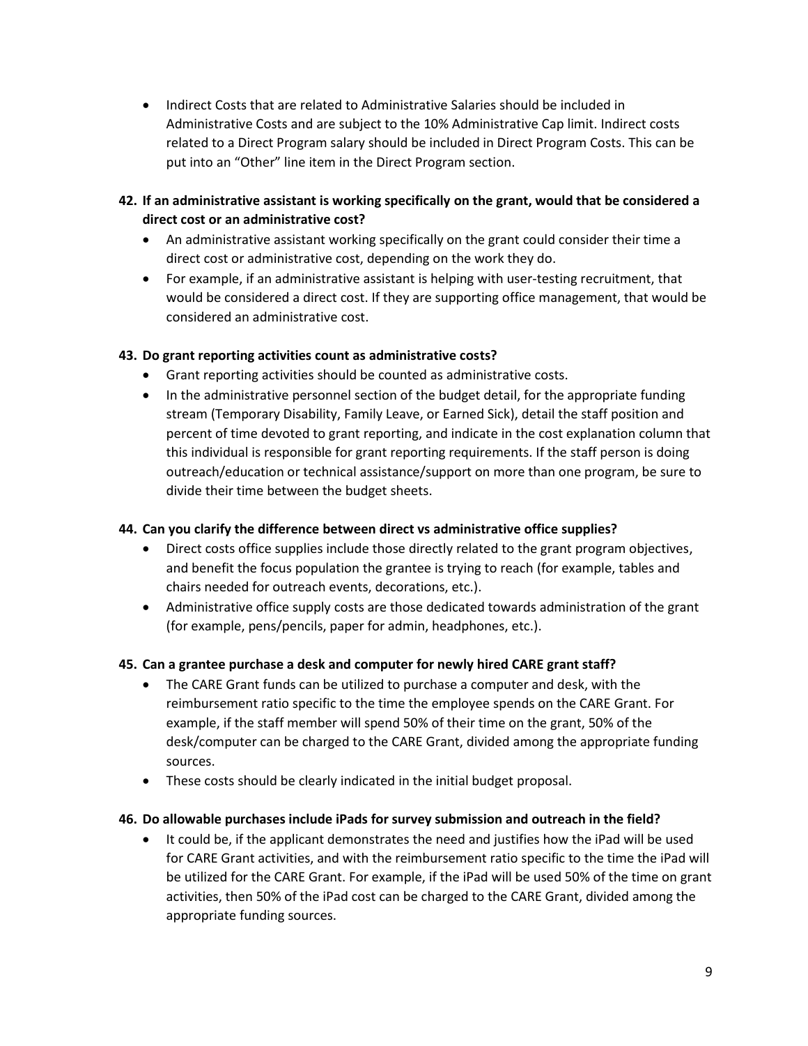- Indirect Costs that are related to Administrative Salaries should be included in Administrative Costs and are subject to the 10% Administrative Cap limit. Indirect costs related to a Direct Program salary should be included in Direct Program Costs. This can be put into an "Other" line item in the Direct Program section.

**42. If an administrative assistant is working specifically on the grant, would that be considered a direct cost or an administrative cost?**

- An administrative assistant working specifically on the grant could consider their time a direct cost or administrative cost, depending on the work they do.
- For example, if an administrative assistant is helping with user-testing recruitment, that would be considered a direct cost. If they are supporting office management, that would be considered an administrative cost.

**43. Do grant reporting activities count as administrative costs?**

- Grant reporting activities should be counted as administrative costs.
- In the administrative personnel section of the budget detail, for the appropriate funding stream (Temporary Disability, Family Leave, or Earned Sick), detail the staff position and percent of time devoted to grant reporting, and indicate in the cost explanation column that this individual is responsible for grant reporting requirements. If the staff person is doing outreach/education or technical assistance/support on more than one program, be sure to divide their time between the budget sheets.

**44. Can you clarify the difference between direct vs administrative office supplies?**

- Direct costs office supplies include those directly related to the grant program objectives, and benefit the focus population the grantee is trying to reach (for example, tables and chairs needed for outreach events, decorations, etc.).
- Administrative office supply costs are those dedicated towards administration of the grant (for example, pens/pencils, paper for admin, headphones, etc.).

**45. Can a grantee purchase a desk and computer for newly hired CARE grant staff?**

- The CARE Grant funds can be utilized to purchase a computer and desk, with the reimbursement ratio specific to the time the employee spends on the CARE Grant. For example, if the staff member will spend 50% of their time on the grant, 50% of the desk/computer can be charged to the CARE Grant, divided among the appropriate funding sources.
- These costs should be clearly indicated in the initial budget proposal.

**46. Do allowable purchases include iPads for survey submission and outreach in the field?**

- It could be, if the applicant demonstrates the need and justifies how the iPad will be used for CARE Grant activities, and with the reimbursement ratio specific to the time the iPad will be utilized for the CARE Grant. For example, if the iPad will be used 50% of the time on grant activities, then 50% of the iPad cost can be charged to the CARE Grant, divided among the appropriate funding sources.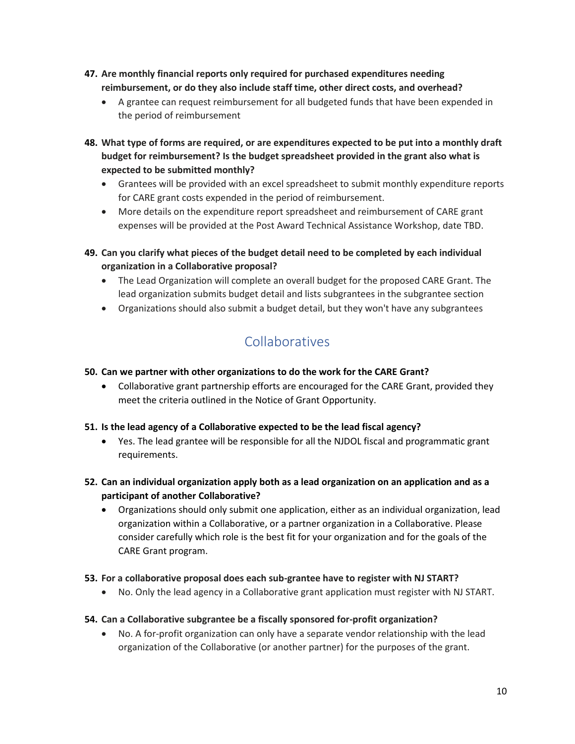47. **Are monthly financial reports only required for purchased expenditures needing reimbursement, or do they also include staff time, other direct costs, and overhead?**
    - A grantee can request reimbursement for all budgeted funds that have been expended in the period of reimbursement

48. **What type of forms are required, or are expenditures expected to be put into a monthly draft budget for reimbursement? Is the budget spreadsheet provided in the grant also what is expected to be submitted monthly?**
    - Grantees will be provided with an excel spreadsheet to submit monthly expenditure reports for CARE grant costs expended in the period of reimbursement.
    - More details on the expenditure report spreadsheet and reimbursement of CARE grant expenses will be provided at the Post Award Technical Assistance Workshop, date TBD.

49. **Can you clarify what pieces of the budget detail need to be completed by each individual organization in a Collaborative proposal?**
    - The Lead Organization will complete an overall budget for the proposed CARE Grant. The lead organization submits budget detail and lists subgrantees in the subgrantee section
    - Organizations should also submit a budget detail, but they won't have any subgrantees

## Collaboratives

50. **Can we partner with other organizations to do the work for the CARE Grant?**
    - Collaborative grant partnership efforts are encouraged for the CARE Grant, provided they meet the criteria outlined in the Notice of Grant Opportunity.

51. **Is the lead agency of a Collaborative expected to be the lead fiscal agency?**
    - Yes. The lead grantee will be responsible for all the NJDOL fiscal and programmatic grant requirements.

52. **Can an individual organization apply both as a lead organization on an application and as a participant of another Collaborative?**
    - Organizations should only submit one application, either as an individual organization, lead organization within a Collaborative, or a partner organization in a Collaborative. Please consider carefully which role is the best fit for your organization and for the goals of the CARE Grant program.

53. **For a collaborative proposal does each sub-grantee have to register with NJ START?**
    - No. Only the lead agency in a Collaborative grant application must register with NJ START.

54. **Can a Collaborative subgrantee be a fiscally sponsored for-profit organization?**
    - No. A for-profit organization can only have a separate vendor relationship with the lead organization of the Collaborative (or another partner) for the purposes of the grant.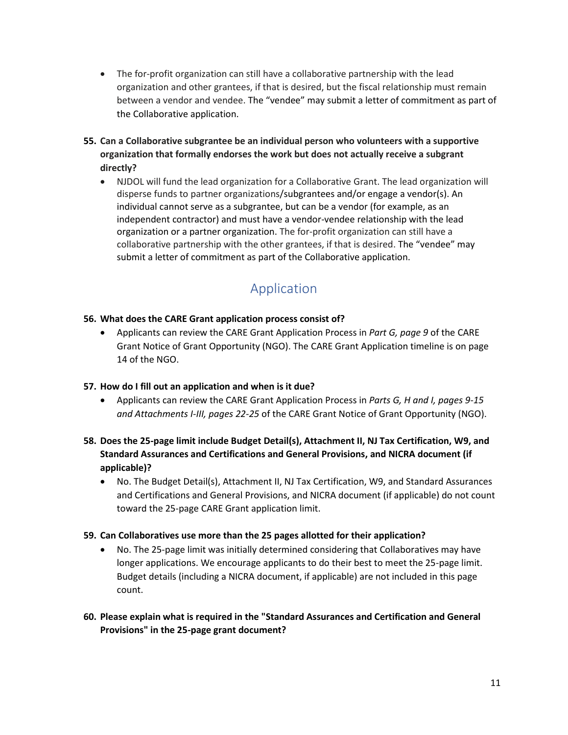- The for-profit organization can still have a collaborative partnership with the lead organization and other grantees, if that is desired, but the fiscal relationship must remain between a vendor and vendee. The "vendee" may submit a letter of commitment as part of the Collaborative application.

**55. Can a Collaborative subgrantee be an individual person who volunteers with a supportive organization that formally endorses the work but does not actually receive a subgrant directly?**

- NJDOL will fund the lead organization for a Collaborative Grant. The lead organization will disperse funds to partner organizations/subgrantees and/or engage a vendor(s). An individual cannot serve as a subgrantee, but can be a vendor (for example, as an independent contractor) and must have a vendor-vendee relationship with the lead organization or a partner organization. The for-profit organization can still have a collaborative partnership with the other grantees, if that is desired. The "vendee" may submit a letter of commitment as part of the Collaborative application.

## Application

**56. What does the CARE Grant application process consist of?**

- Applicants can review the CARE Grant Application Process in *Part G, page 9* of the CARE Grant Notice of Grant Opportunity (NGO). The CARE Grant Application timeline is on page 14 of the NGO.

**57. How do I fill out an application and when is it due?**

- Applicants can review the CARE Grant Application Process in *Parts G, H and I, pages 9-15 and Attachments I-III, pages 22-25* of the CARE Grant Notice of Grant Opportunity (NGO).

**58. Does the 25-page limit include Budget Detail(s), Attachment II, NJ Tax Certification, W9, and Standard Assurances and Certifications and General Provisions, and NICRA document (if applicable)?**

- No. The Budget Detail(s), Attachment II, NJ Tax Certification, W9, and Standard Assurances and Certifications and General Provisions, and NICRA document (if applicable) do not count toward the 25-page CARE Grant application limit.

**59. Can Collaboratives use more than the 25 pages allotted for their application?**

- No. The 25-page limit was initially determined considering that Collaboratives may have longer applications. We encourage applicants to do their best to meet the 25-page limit. Budget details (including a NICRA document, if applicable) are not included in this page count.

**60. Please explain what is required in the "Standard Assurances and Certification and General Provisions" in the 25-page grant document?**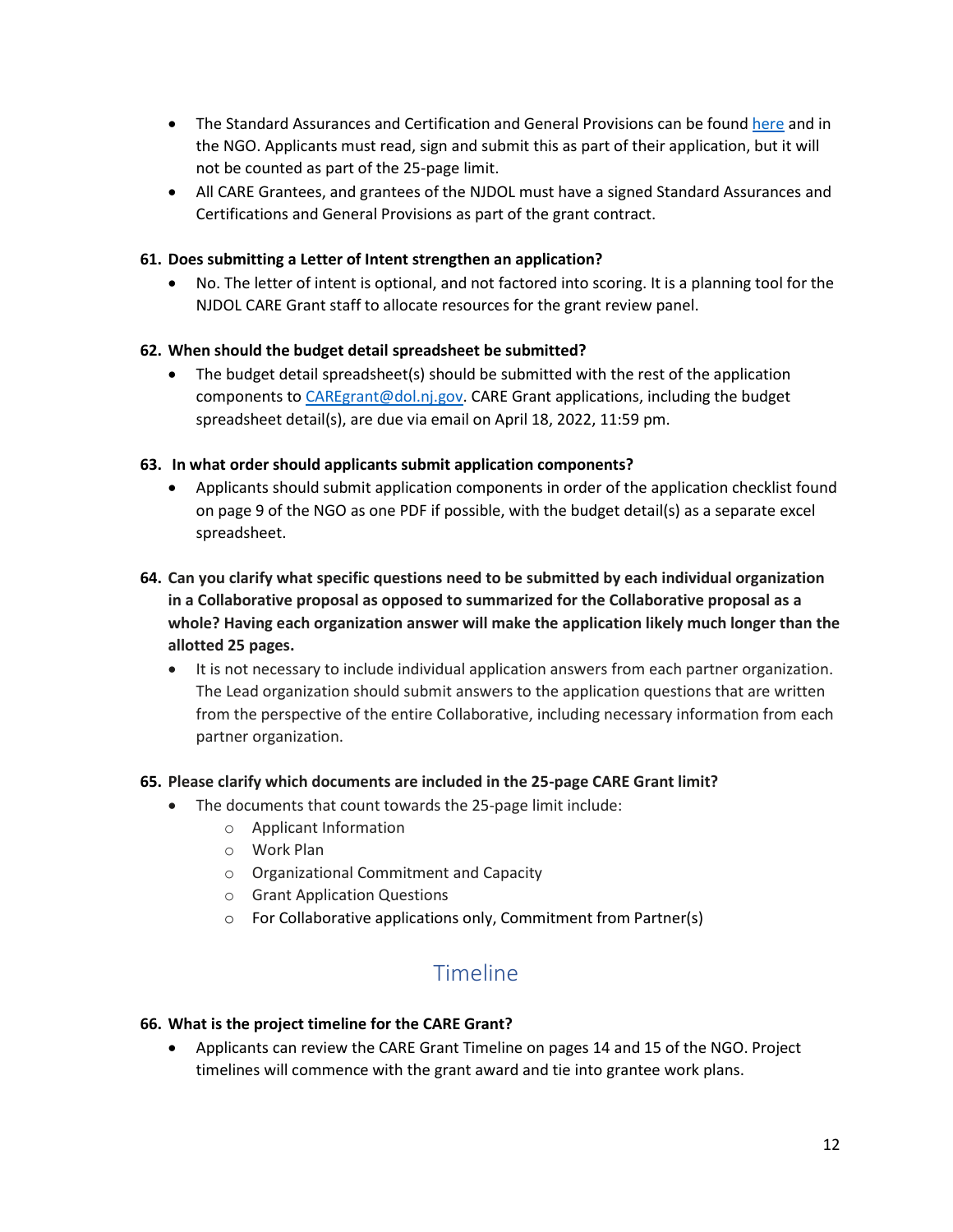- The Standard Assurances and Certification and General Provisions can be found here and in the NGO. Applicants must read, sign and submit this as part of their application, but it will not be counted as part of the 25-page limit.
- All CARE Grantees, and grantees of the NJDOL must have a signed Standard Assurances and Certifications and General Provisions as part of the grant contract.

**61. Does submitting a Letter of Intent strengthen an application?**

- No. The letter of intent is optional, and not factored into scoring. It is a planning tool for the NJDOL CARE Grant staff to allocate resources for the grant review panel.

**62. When should the budget detail spreadsheet be submitted?**

- The budget detail spreadsheet(s) should be submitted with the rest of the application components to CAREgrant@dol.nj.gov. CARE Grant applications, including the budget spreadsheet detail(s), are due via email on April 18, 2022, 11:59 pm.

**63. In what order should applicants submit application components?**

- Applicants should submit application components in order of the application checklist found on page 9 of the NGO as one PDF if possible, with the budget detail(s) as a separate excel spreadsheet.

**64. Can you clarify what specific questions need to be submitted by each individual organization in a Collaborative proposal as opposed to summarized for the Collaborative proposal as a whole? Having each organization answer will make the application likely much longer than the allotted 25 pages.**

- It is not necessary to include individual application answers from each partner organization. The Lead organization should submit answers to the application questions that are written from the perspective of the entire Collaborative, including necessary information from each partner organization.

**65. Please clarify which documents are included in the 25-page CARE Grant limit?**

- The documents that count towards the 25-page limit include:
  - Applicant Information
  - Work Plan
  - Organizational Commitment and Capacity
  - Grant Application Questions
  - For Collaborative applications only, Commitment from Partner(s)

## Timeline

**66. What is the project timeline for the CARE Grant?**

- Applicants can review the CARE Grant Timeline on pages 14 and 15 of the NGO. Project timelines will commence with the grant award and tie into grantee work plans.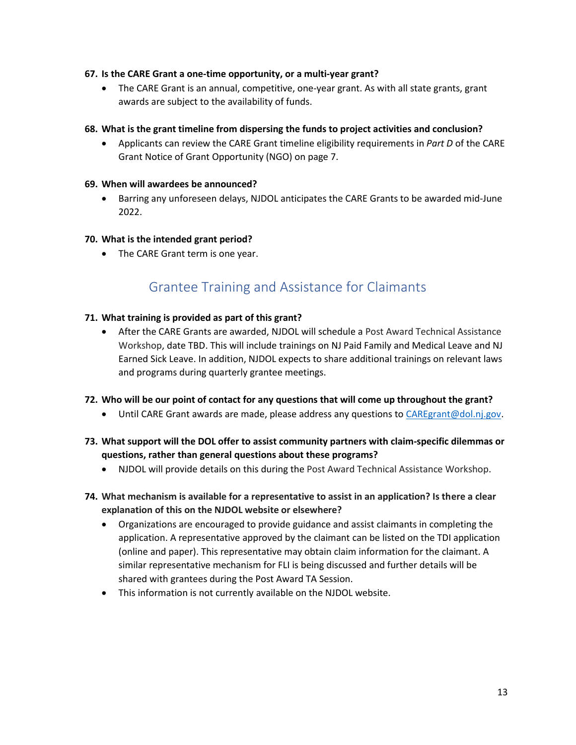**67. Is the CARE Grant a one-time opportunity, or a multi-year grant?**

- The CARE Grant is an annual, competitive, one-year grant. As with all state grants, grant awards are subject to the availability of funds.

**68. What is the grant timeline from dispersing the funds to project activities and conclusion?**

- Applicants can review the CARE Grant timeline eligibility requirements in *Part D* of the CARE Grant Notice of Grant Opportunity (NGO) on page 7.

**69. When will awardees be announced?**

- Barring any unforeseen delays, NJDOL anticipates the CARE Grants to be awarded mid-June 2022.

**70. What is the intended grant period?**

- The CARE Grant term is one year.

## Grantee Training and Assistance for Claimants

**71. What training is provided as part of this grant?**

- After the CARE Grants are awarded, NJDOL will schedule a Post Award Technical Assistance Workshop, date TBD. This will include trainings on NJ Paid Family and Medical Leave and NJ Earned Sick Leave. In addition, NJDOL expects to share additional trainings on relevant laws and programs during quarterly grantee meetings.

**72. Who will be our point of contact for any questions that will come up throughout the grant?**

- Until CARE Grant awards are made, please address any questions to [CAREgrant@dol.nj.gov](mailto:CAREgrant@dol.nj.gov).

**73. What support will the DOL offer to assist community partners with claim-specific dilemmas or questions, rather than general questions about these programs?**

- NJDOL will provide details on this during the Post Award Technical Assistance Workshop.

**74. What mechanism is available for a representative to assist in an application? Is there a clear explanation of this on the NJDOL website or elsewhere?**

- Organizations are encouraged to provide guidance and assist claimants in completing the application. A representative approved by the claimant can be listed on the TDI application (online and paper). This representative may obtain claim information for the claimant. A similar representative mechanism for FLI is being discussed and further details will be shared with grantees during the Post Award TA Session.
- This information is not currently available on the NJDOL website.